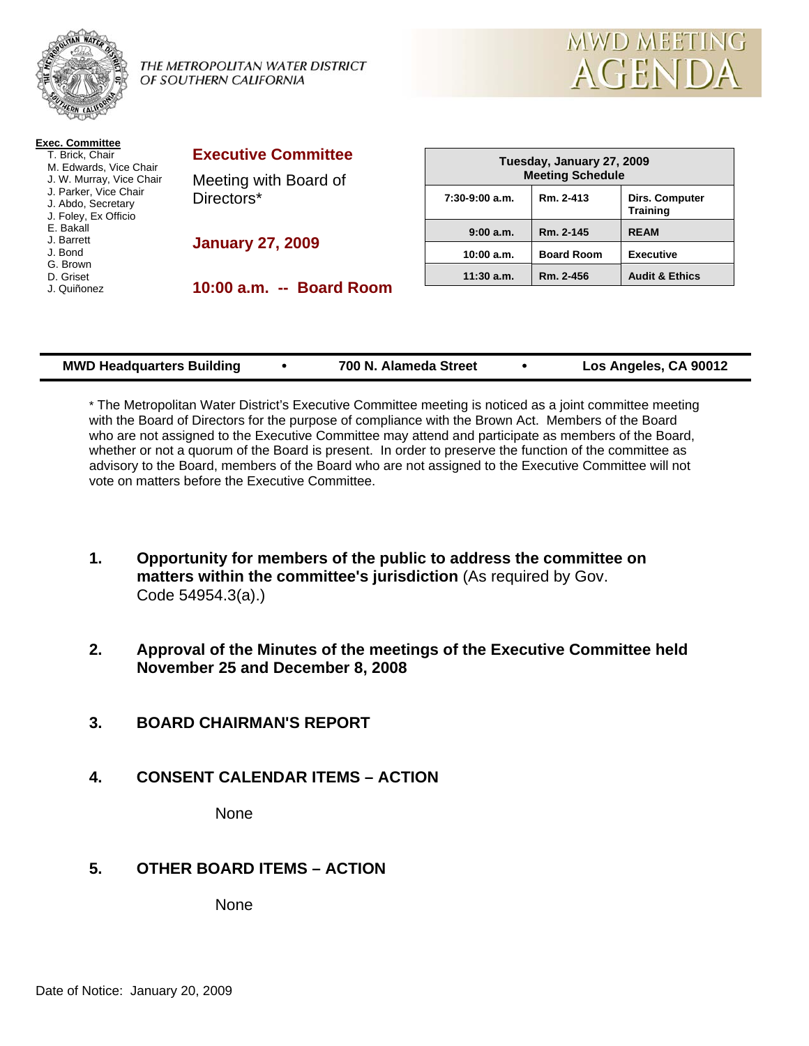THE METROPOLITAN WATER DISTRICT OF SOUTHERN CALIFORNIA

# MWD MEETING AGENDA

**Exec. Committee**
- T. Brick, Chair
- M. Edwards, Vice Chair
- J. W. Murray, Vice Chair
- J. Parker, Vice Chair
- J. Abdo, Secretary
- J. Foley, Ex Officio
- E. Bakall
- J. Barrett
- J. Bond
- G. Brown
- D. Griset
- J. Quiñonez

## Executive Committee

Meeting with Board of Directors*

**January 27, 2009**

**10:00 a.m. -- Board Room**

| Tuesday, January 27, 2009 Meeting Schedule | | |
|---|---|---|
| 7:30-9:00 a.m. | Rm. 2-413 | Dirs. Computer Training |
| 9:00 a.m. | Rm. 2-145 | REAM |
| 10:00 a.m. | Board Room | Executive |
| 11:30 a.m. | Rm. 2-456 | Audit & Ethics |

**MWD Headquarters Building • 700 N. Alameda Street • Los Angeles, CA 90012**

* The Metropolitan Water District's Executive Committee meeting is noticed as a joint committee meeting with the Board of Directors for the purpose of compliance with the Brown Act. Members of the Board who are not assigned to the Executive Committee may attend and participate as members of the Board, whether or not a quorum of the Board is present. In order to preserve the function of the committee as advisory to the Board, members of the Board who are not assigned to the Executive Committee will not vote on matters before the Executive Committee.

1. **Opportunity for members of the public to address the committee on matters within the committee's jurisdiction** (As required by Gov. Code 54954.3(a).)

2. **Approval of the Minutes of the meetings of the Executive Committee held November 25 and December 8, 2008**

3. **BOARD CHAIRMAN'S REPORT**

4. **CONSENT CALENDAR ITEMS – ACTION**

   None

5. **OTHER BOARD ITEMS – ACTION**

   None

Date of Notice: January 20, 2009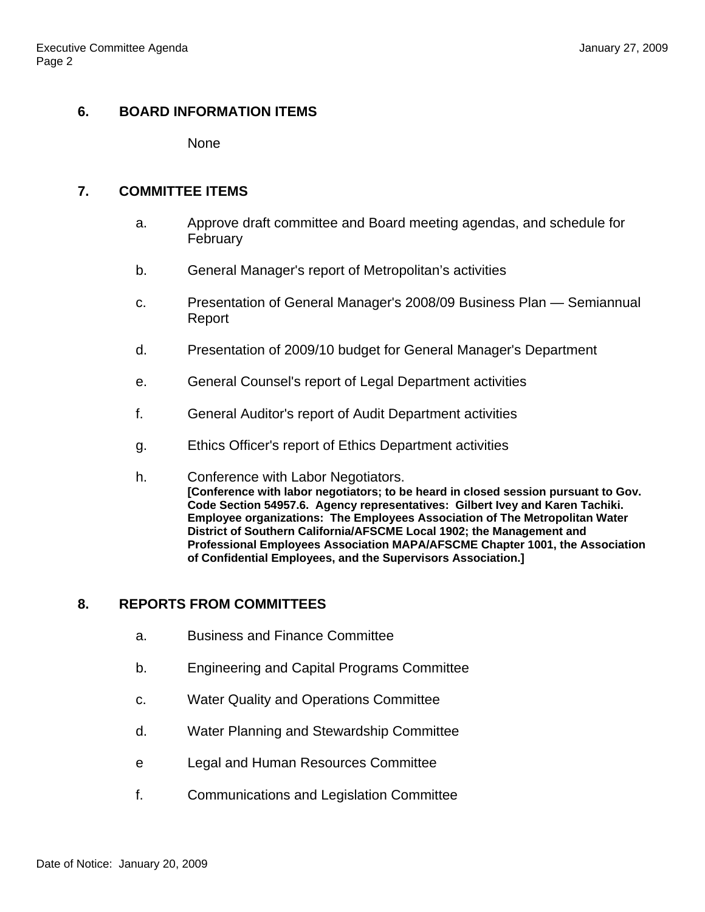## 6. BOARD INFORMATION ITEMS

None

## 7. COMMITTEE ITEMS

a. Approve draft committee and Board meeting agendas, and schedule for February

b. General Manager's report of Metropolitan's activities

c. Presentation of General Manager's 2008/09 Business Plan — Semiannual Report

d. Presentation of 2009/10 budget for General Manager's Department

e. General Counsel's report of Legal Department activities

f. General Auditor's report of Audit Department activities

g. Ethics Officer's report of Ethics Department activities

h. Conference with Labor Negotiators.
**[Conference with labor negotiators; to be heard in closed session pursuant to Gov. Code Section 54957.6. Agency representatives: Gilbert Ivey and Karen Tachiki. Employee organizations: The Employees Association of The Metropolitan Water District of Southern California/AFSCME Local 1902; the Management and Professional Employees Association MAPA/AFSCME Chapter 1001, the Association of Confidential Employees, and the Supervisors Association.]**

## 8. REPORTS FROM COMMITTEES

a. Business and Finance Committee

b. Engineering and Capital Programs Committee

c. Water Quality and Operations Committee

d. Water Planning and Stewardship Committee

e Legal and Human Resources Committee

f. Communications and Legislation Committee

Date of Notice: January 20, 2009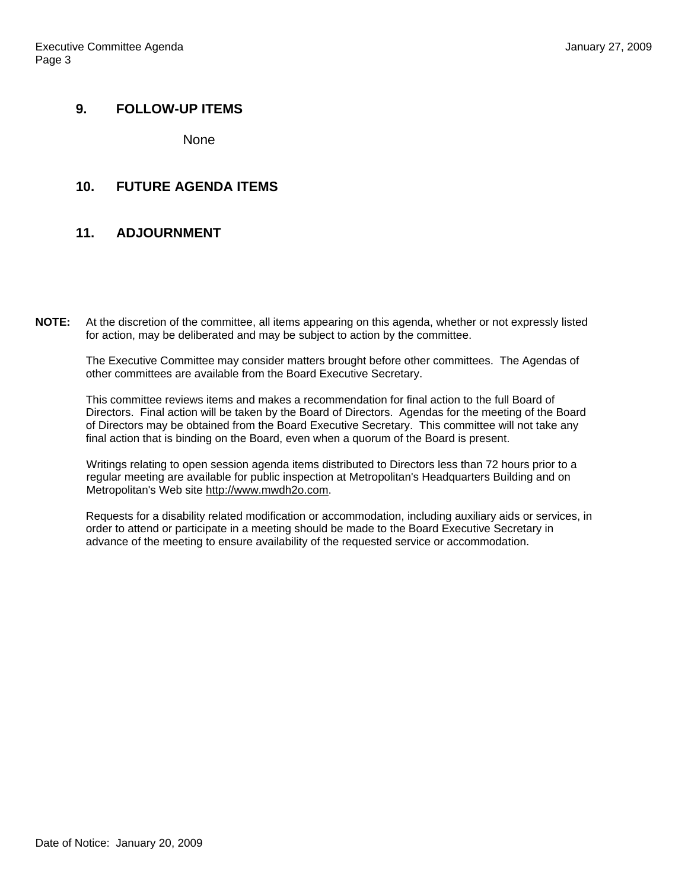## 9. FOLLOW-UP ITEMS

None

## 10. FUTURE AGENDA ITEMS

## 11. ADJOURNMENT

**NOTE:** At the discretion of the committee, all items appearing on this agenda, whether or not expressly listed for action, may be deliberated and may be subject to action by the committee.

The Executive Committee may consider matters brought before other committees. The Agendas of other committees are available from the Board Executive Secretary.

This committee reviews items and makes a recommendation for final action to the full Board of Directors. Final action will be taken by the Board of Directors. Agendas for the meeting of the Board of Directors may be obtained from the Board Executive Secretary. This committee will not take any final action that is binding on the Board, even when a quorum of the Board is present.

Writings relating to open session agenda items distributed to Directors less than 72 hours prior to a regular meeting are available for public inspection at Metropolitan's Headquarters Building and on Metropolitan's Web site http://www.mwdh2o.com.

Requests for a disability related modification or accommodation, including auxiliary aids or services, in order to attend or participate in a meeting should be made to the Board Executive Secretary in advance of the meeting to ensure availability of the requested service or accommodation.

Date of Notice: January 20, 2009